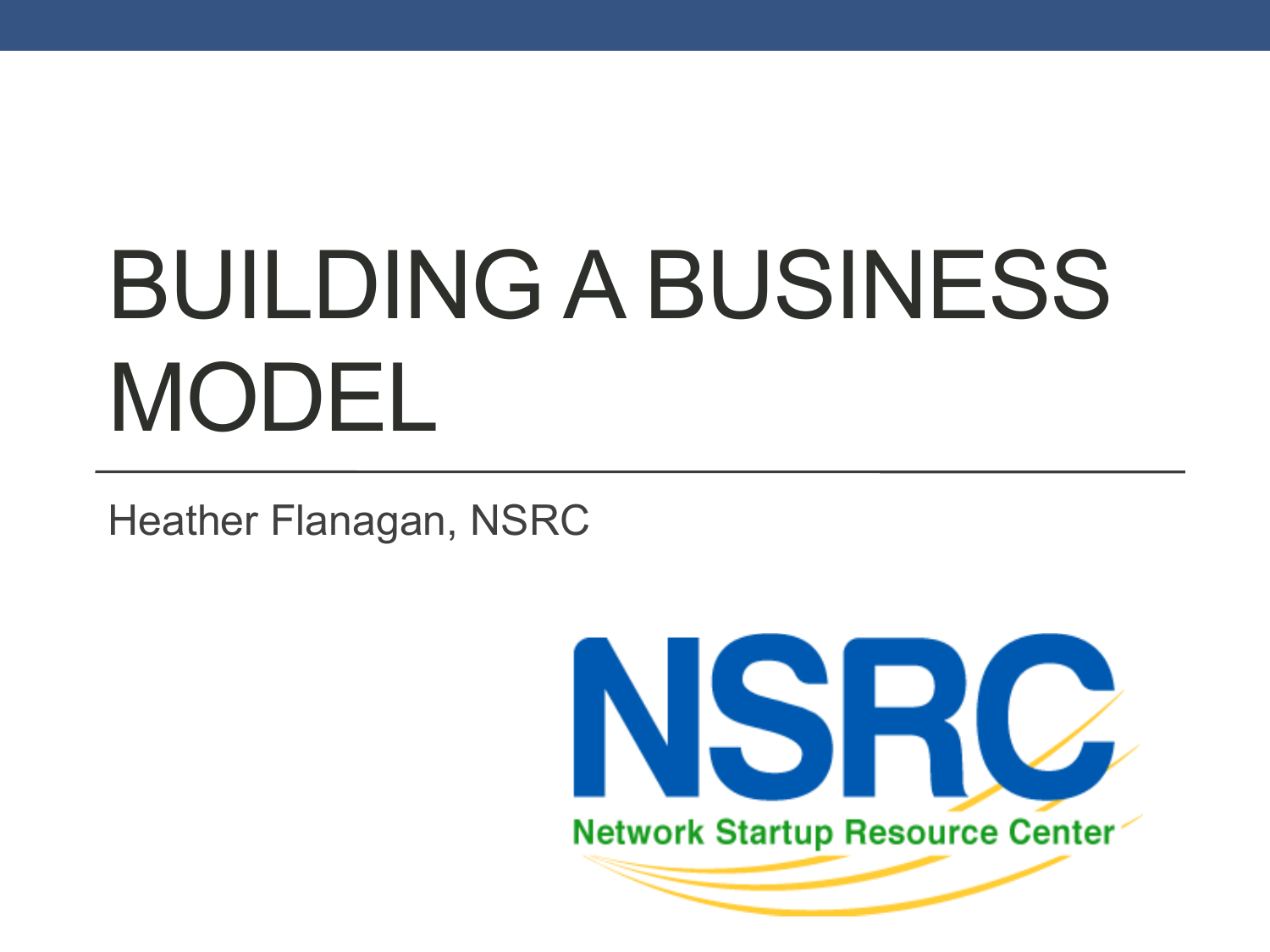# BUILDING A BUSINESS MODEL

Heather Flanagan, NSRC

NSRC

Network Startup Resource Center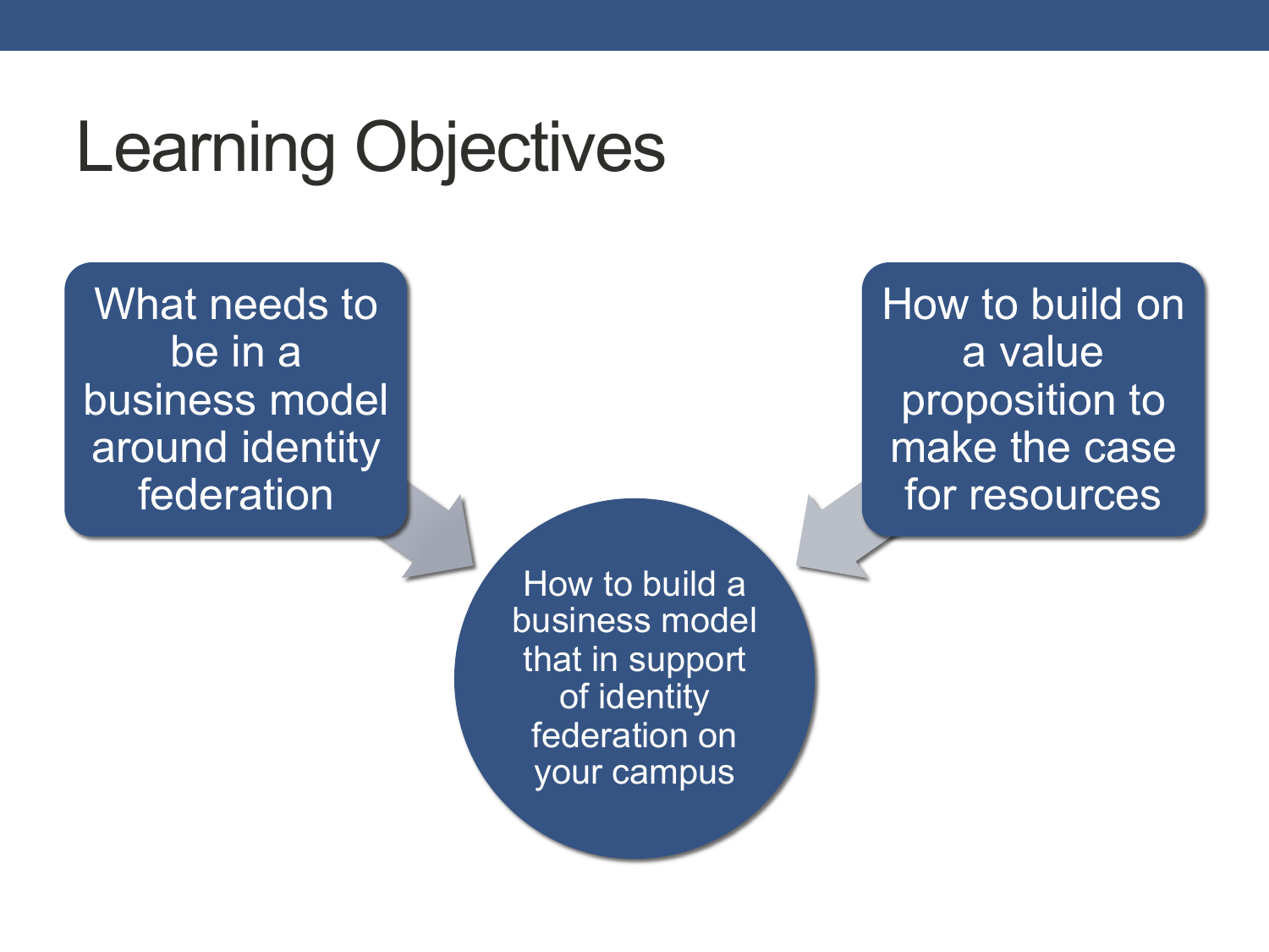# Learning Objectives

- What needs to be in a business model around identity federation
- How to build on a value proposition to make the case for resources
- How to build a business model that in support of identity federation on your campus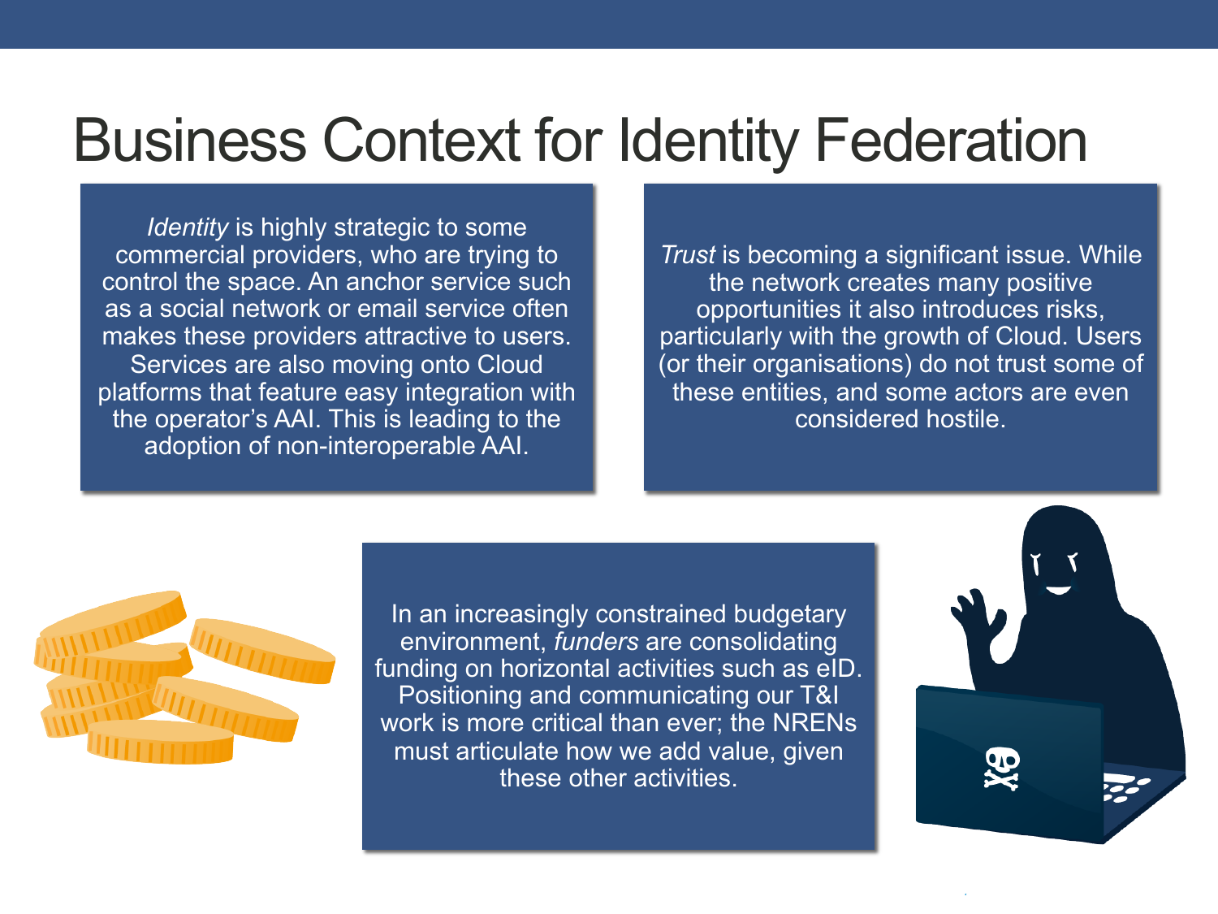# Business Context for Identity Federation

*Identity* is highly strategic to some commercial providers, who are trying to control the space. An anchor service such as a social network or email service often makes these providers attractive to users. Services are also moving onto Cloud platforms that feature easy integration with the operator's AAI. This is leading to the adoption of non-interoperable AAI.

*Trust* is becoming a significant issue. While the network creates many positive opportunities it also introduces risks, particularly with the growth of Cloud. Users (or their organisations) do not trust some of these entities, and some actors are even considered hostile.

In an increasingly constrained budgetary environment, *funders* are consolidating funding on horizontal activities such as eID. Positioning and communicating our T&I work is more critical than ever; the NRENs must articulate how we add value, given these other activities.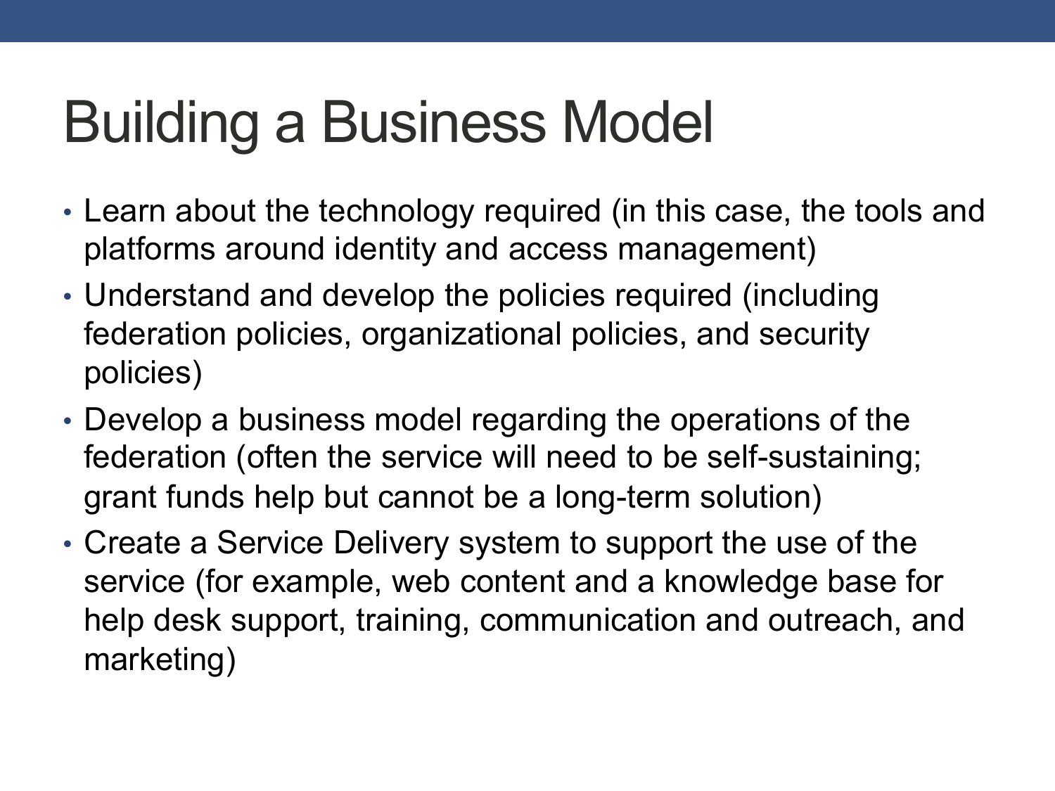# Building a Business Model

- Learn about the technology required (in this case, the tools and platforms around identity and access management)
- Understand and develop the policies required (including federation policies, organizational policies, and security policies)
- Develop a business model regarding the operations of the federation (often the service will need to be self-sustaining; grant funds help but cannot be a long-term solution)
- Create a Service Delivery system to support the use of the service (for example, web content and a knowledge base for help desk support, training, communication and outreach, and marketing)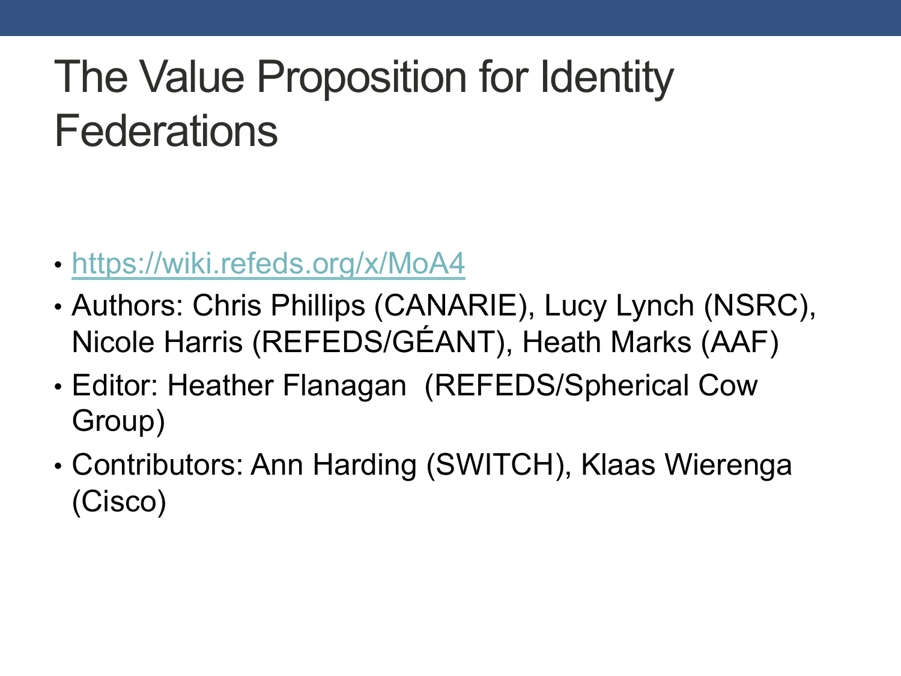# The Value Proposition for Identity Federations

- https://wiki.refeds.org/x/MoA4
- Authors: Chris Phillips (CANARIE), Lucy Lynch (NSRC), Nicole Harris (REFEDS/GÉANT), Heath Marks (AAF)
- Editor: Heather Flanagan (REFEDS/Spherical Cow Group)
- Contributors: Ann Harding (SWITCH), Klaas Wierenga (Cisco)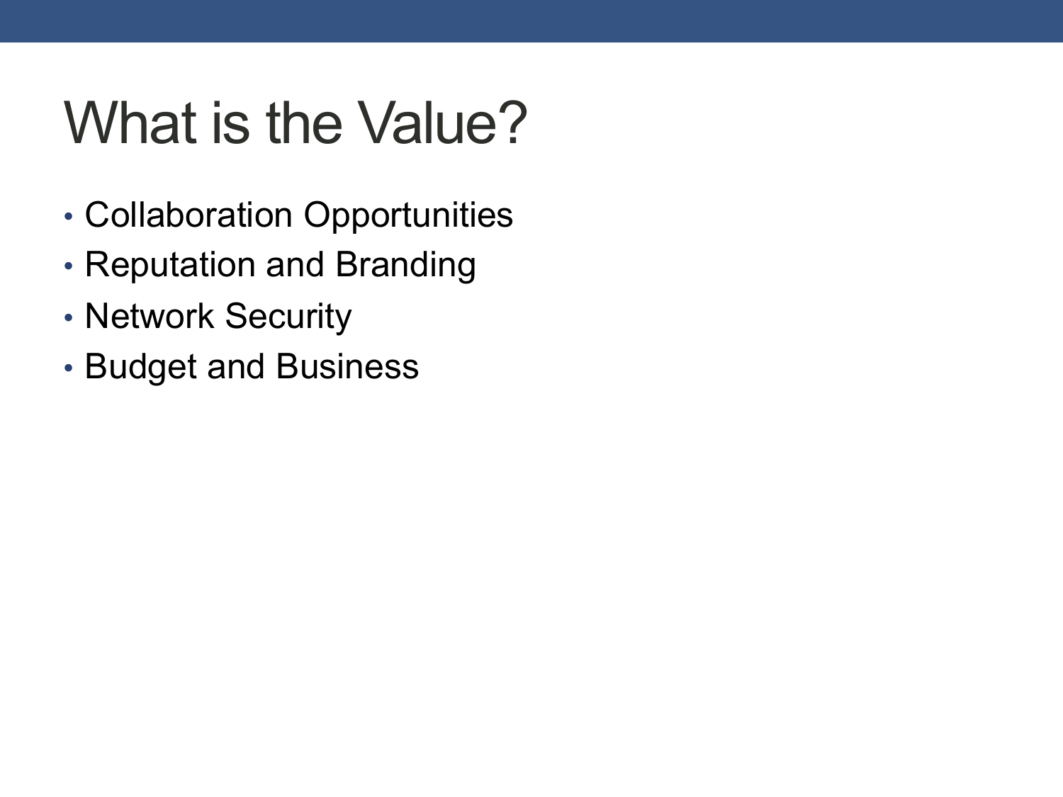# What is the Value?

- Collaboration Opportunities
- Reputation and Branding
- Network Security
- Budget and Business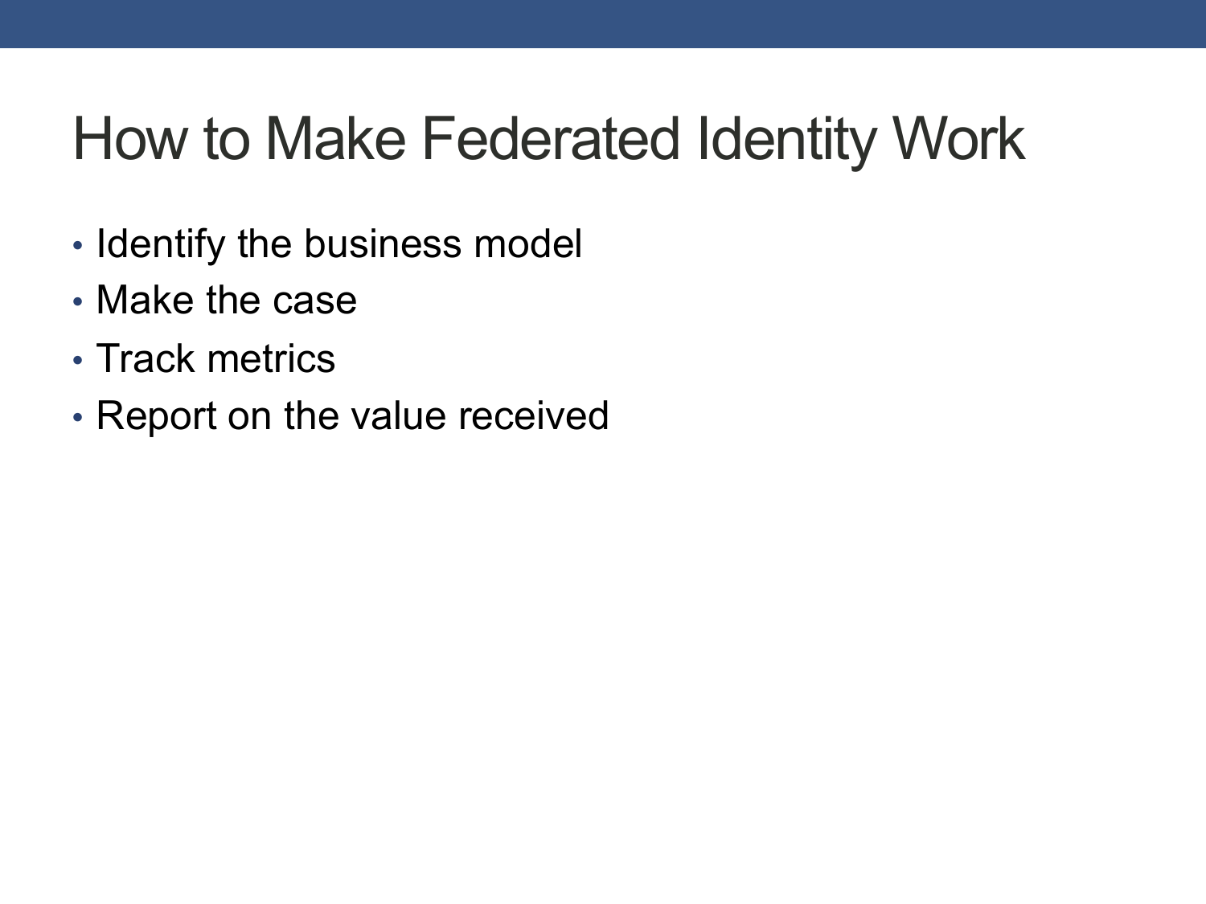# How to Make Federated Identity Work

- Identify the business model
- Make the case
- Track metrics
- Report on the value received